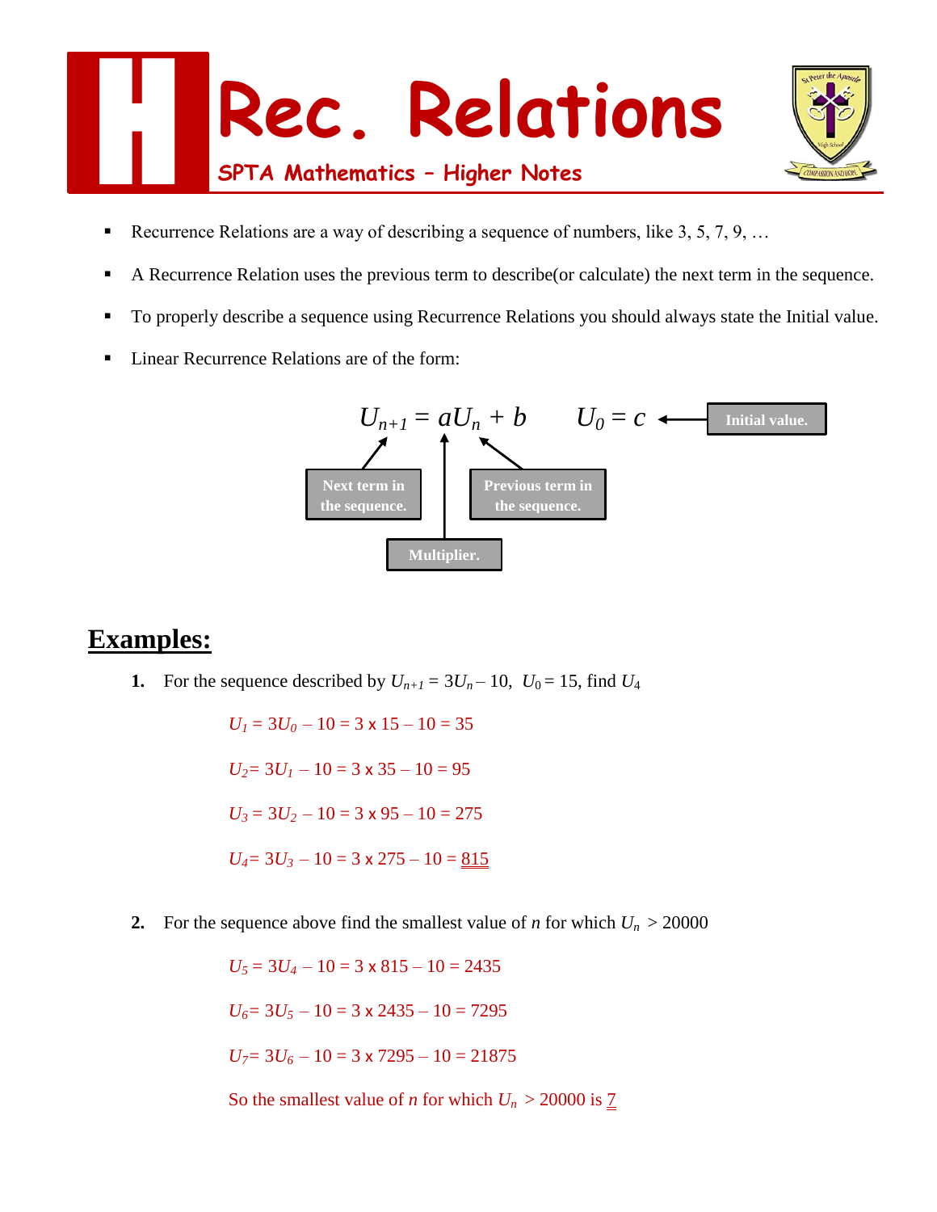# Rec. Relations

## SPTA Mathematics – Higher Notes

- Recurrence Relations are a way of describing a sequence of numbers, like 3, 5, 7, 9, …
- A Recurrence Relation uses the previous term to describe(or calculate) the next term in the sequence.
- To properly describe a sequence using Recurrence Relations you should always state the Initial value.
- Linear Recurrence Relations are of the form:

$$U_{n+1} = aU_n + b \qquad U_0 = c$$

- $U_{n+1}$: Next term in the sequence.
- $a$: Multiplier.
- $U_n$: Previous term in the sequence.
- $U_0 = c$: Initial value.

## Examples:

**1.** For the sequence described by $U_{n+1} = 3U_n - 10$, $U_0 = 15$, find $U_4$

$U_1 = 3U_0 - 10 = 3 \times 15 - 10 = 35$

$U_2 = 3U_1 - 10 = 3 \times 35 - 10 = 95$

$U_3 = 3U_2 - 10 = 3 \times 95 - 10 = 275$

$U_4 = 3U_3 - 10 = 3 \times 275 - 10 = \underline{815}$

**2.** For the sequence above find the smallest value of $n$ for which $U_n > 20000$

$U_5 = 3U_4 - 10 = 3 \times 815 - 10 = 2435$

$U_6 = 3U_5 - 10 = 3 \times 2435 - 10 = 7295$

$U_7 = 3U_6 - 10 = 3 \times 7295 - 10 = 21875$

So the smallest value of $n$ for which $U_n > 20000$ is $\underline{7}$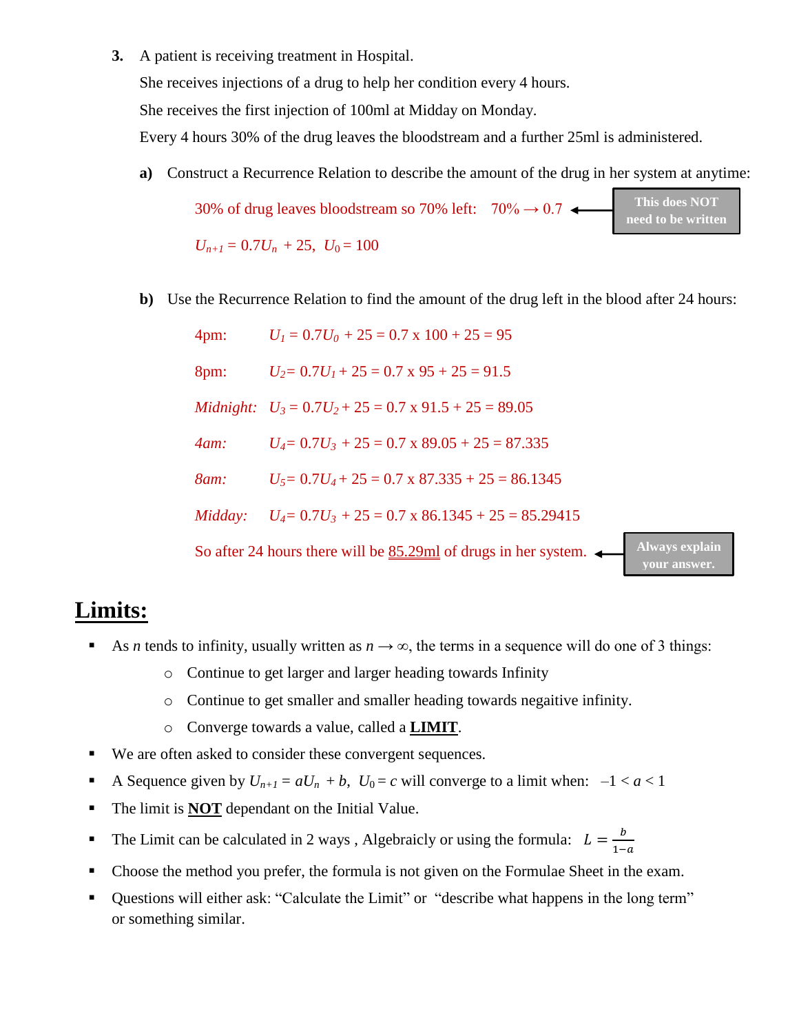3. A patient is receiving treatment in Hospital.

   She receives injections of a drug to help her condition every 4 hours.

   She receives the first injection of 100ml at Midday on Monday.

   Every 4 hours 30% of the drug leaves the bloodstream and a further 25ml is administered.

   **a)** Construct a Recurrence Relation to describe the amount of the drug in her system at anytime:

   30% of drug leaves bloodstream so 70% left: 70% → 0.7 ← **This does NOT need to be written**

   $U_{n+1} = 0.7U_n + 25, \; U_0 = 100$

   **b)** Use the Recurrence Relation to find the amount of the drug left in the blood after 24 hours:

   4pm: $U_1 = 0.7U_0 + 25 = 0.7 \times 100 + 25 = 95$

   8pm: $U_2 = 0.7U_1 + 25 = 0.7 \times 95 + 25 = 91.5$

   *Midnight:* $U_3 = 0.7U_2 + 25 = 0.7 \times 91.5 + 25 = 89.05$

   *4am:* $U_4 = 0.7U_3 + 25 = 0.7 \times 89.05 + 25 = 87.335$

   *8am:* $U_5 = 0.7U_4 + 25 = 0.7 \times 87.335 + 25 = 86.1345$

   *Midday:* $U_4 = 0.7U_3 + 25 = 0.7 \times 86.1345 + 25 = 85.29415$

   So after 24 hours there will be 85.29ml of drugs in her system. ← **Always explain your answer.**

# Limits:

- As $n$ tends to infinity, usually written as $n \to \infty$, the terms in a sequence will do one of 3 things:
  - Continue to get larger and larger heading towards Infinity
  - Continue to get smaller and smaller heading towards negaitive infinity.
  - Converge towards a value, called a **LIMIT**.
- We are often asked to consider these convergent sequences.
- A Sequence given by $U_{n+1} = aU_n + b, \; U_0 = c$ will converge to a limit when: $-1 < a < 1$
- The limit is **NOT** dependant on the Initial Value.
- The Limit can be calculated in 2 ways , Algebraicly or using the formula: $L = \frac{b}{1-a}$
- Choose the method you prefer, the formula is not given on the Formulae Sheet in the exam.
- Questions will either ask: "Calculate the Limit" or "describe what happens in the long term" or something similar.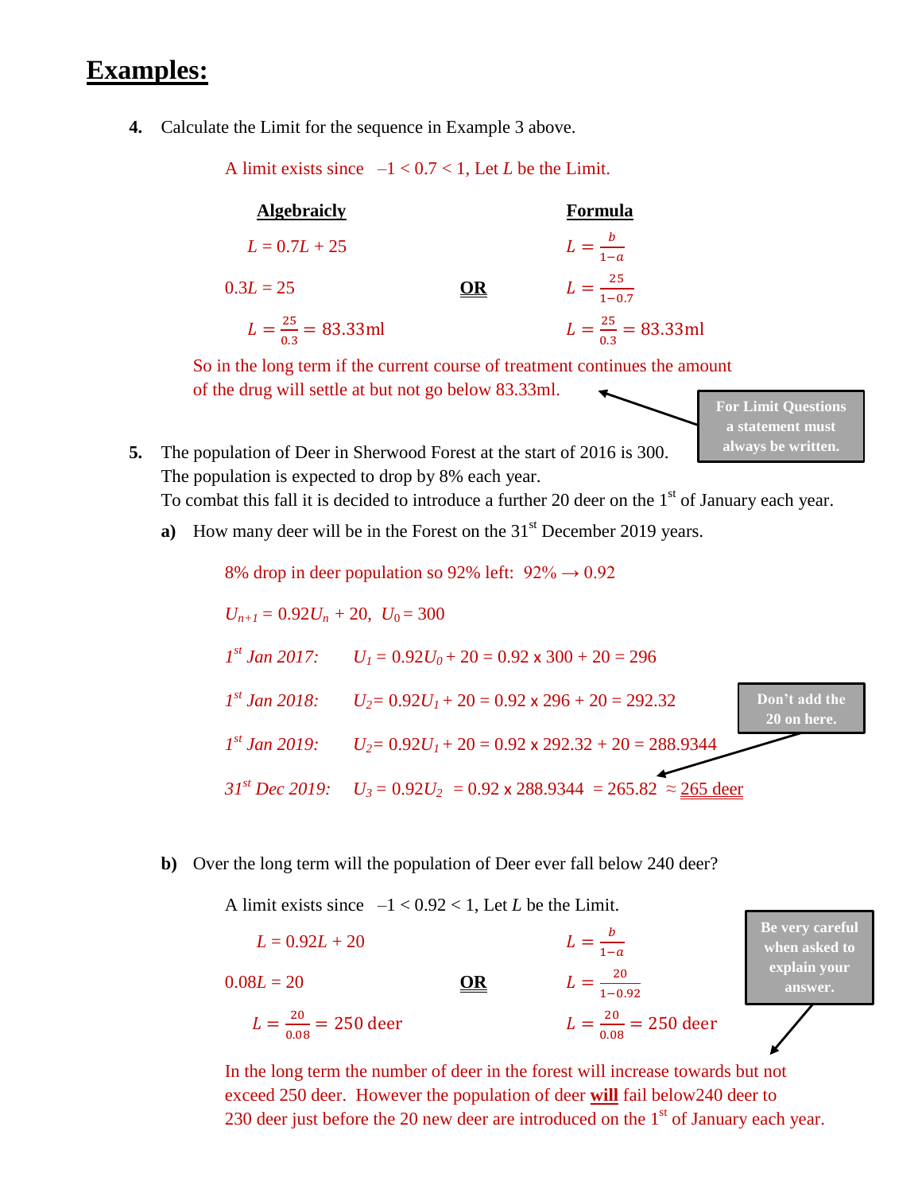# Examples:

**4.** Calculate the Limit for the sequence in Example 3 above.

A limit exists since $-1 < 0.7 < 1$, Let $L$ be the Limit.

| **Algebraicly** | | **Formula** |
|---|---|---|
| $L = 0.7L + 25$ | | $L = \frac{b}{1-a}$ |
| $0.3L = 25$ | **OR** | $L = \frac{25}{1-0.7}$ |
| $L = \frac{25}{0.3} = 83.33\text{ml}$ | | $L = \frac{25}{0.3} = 83.33\text{ml}$ |

So in the long term if the current course of treatment continues the amount of the drug will settle at but not go below 83.33ml.

**For Limit Questions a statement must always be written.**

**5.** The population of Deer in Sherwood Forest at the start of 2016 is 300. The population is expected to drop by 8% each year. To combat this fall it is decided to introduce a further 20 deer on the 1st of January each year.

**a)** How many deer will be in the Forest on the 31st December 2019 years.

8% drop in deer population so 92% left: 92% → 0.92

$U_{n+1} = 0.92U_n + 20, \; U_0 = 300$

*1st Jan 2017:* $U_1 = 0.92U_0 + 20 = 0.92 \times 300 + 20 = 296$

*1st Jan 2018:* $U_2 = 0.92U_1 + 20 = 0.92 \times 296 + 20 = 292.32$

*1st Jan 2019:* $U_2 = 0.92U_1 + 20 = 0.92 \times 292.32 + 20 = 288.9344$

*31st Dec 2019:* $U_3 = 0.92U_2 = 0.92 \times 288.9344 = 265.82 \approx$ <u>265 deer</u>

**Don't add the 20 on here.**

**b)** Over the long term will the population of Deer ever fall below 240 deer?

A limit exists since $-1 < 0.92 < 1$, Let $L$ be the Limit.

| | | |
|---|---|---|
| $L = 0.92L + 20$ | | $L = \frac{b}{1-a}$ |
| $0.08L = 20$ | **OR** | $L = \frac{20}{1-0.92}$ |
| $L = \frac{20}{0.08} = 250\text{ deer}$ | | $L = \frac{20}{0.08} = 250\text{ deer}$ |

**Be very careful when asked to explain your answer.**

In the long term the number of deer in the forest will increase towards but not exceed 250 deer. However the population of deer **will** fail below240 deer to 230 deer just before the 20 new deer are introduced on the 1st of January each year.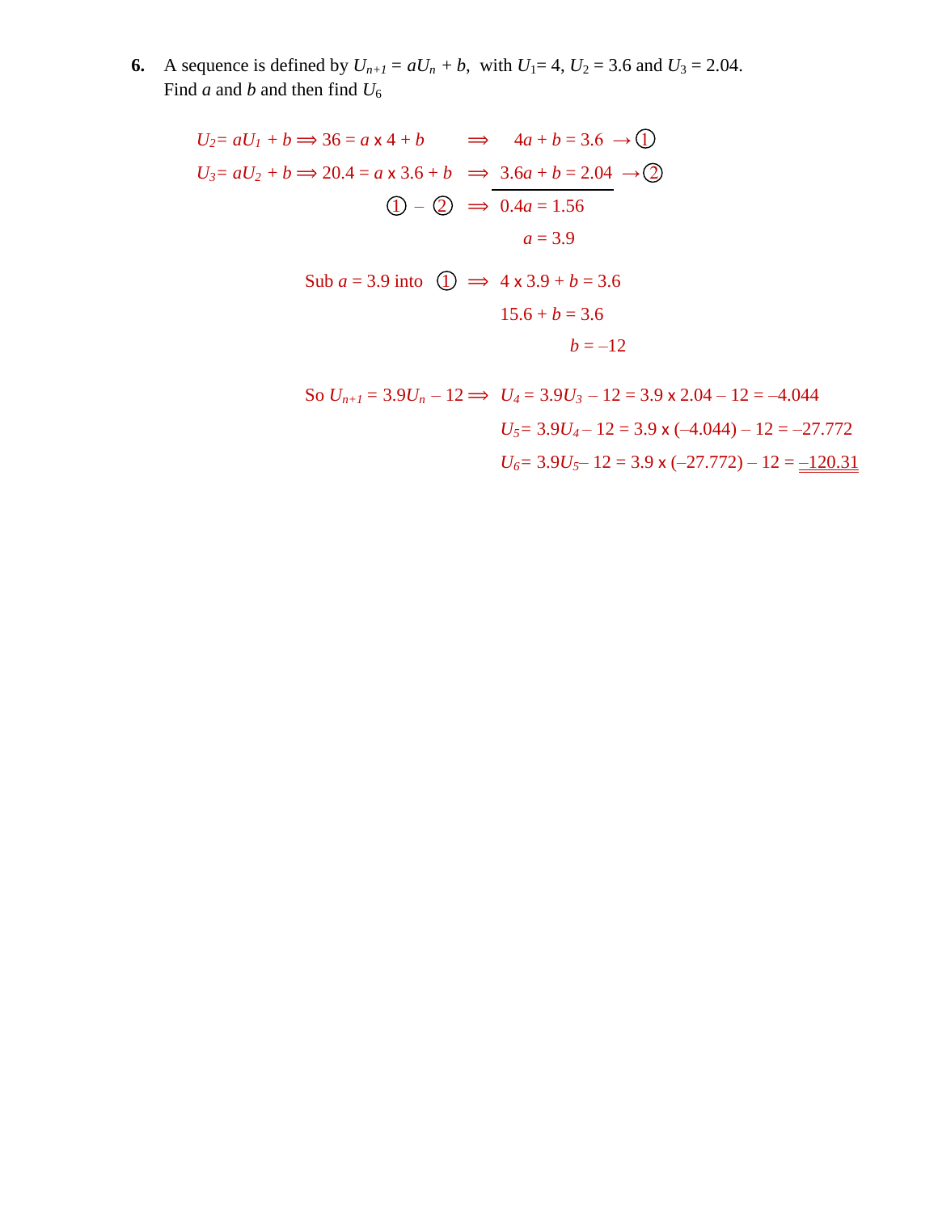**6.** A sequence is defined by $U_{n+1} = aU_n + b$, with $U_1 = 4$, $U_2 = 3.6$ and $U_3 = 2.04$.
Find $a$ and $b$ and then find $U_6$

$U_2 = aU_1 + b \Longrightarrow 36 = a \times 4 + b \quad \Longrightarrow \quad 4a + b = 3.6 \rightarrow ①$

$U_3 = aU_2 + b \Longrightarrow 20.4 = a \times 3.6 + b \quad \Longrightarrow \quad 3.6a + b = 2.04 \rightarrow ②$

$① - ② \quad \Longrightarrow \quad 0.4a = 1.56$

$a = 3.9$

Sub $a = 3.9$ into $① \quad \Longrightarrow \quad 4 \times 3.9 + b = 3.6$

$15.6 + b = 3.6$

$b = -12$

So $U_{n+1} = 3.9U_n - 12 \Longrightarrow U_4 = 3.9U_3 - 12 = 3.9 \times 2.04 - 12 = -4.044$

$U_5 = 3.9U_4 - 12 = 3.9 \times (-4.044) - 12 = -27.772$

$U_6 = 3.9U_5 - 12 = 3.9 \times (-27.772) - 12 = \underline{\underline{-120.31}}$